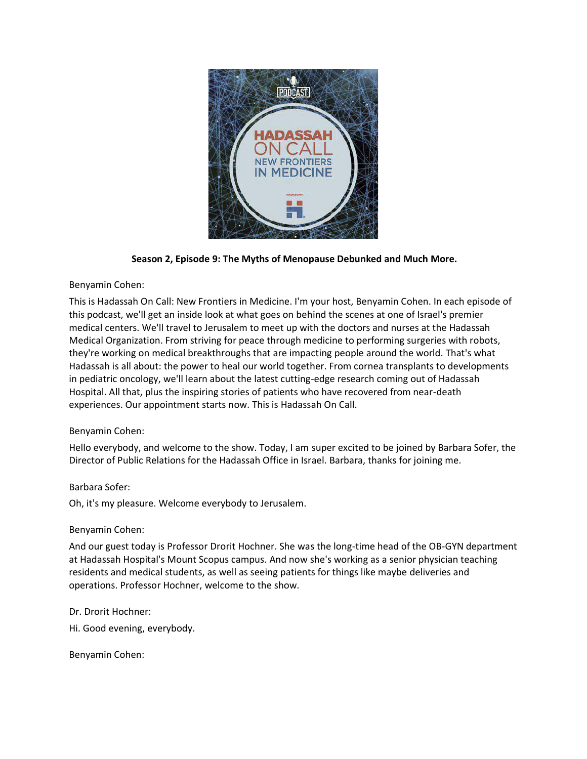**Season 2, Episode 9: The Myths of Menopause Debunked and Much More.**

Benyamin Cohen:

This is Hadassah On Call: New Frontiers in Medicine. I'm your host, Benyamin Cohen. In each episode of this podcast, we'll get an inside look at what goes on behind the scenes at one of Israel's premier medical centers. We'll travel to Jerusalem to meet up with the doctors and nurses at the Hadassah Medical Organization. From striving for peace through medicine to performing surgeries with robots, they're working on medical breakthroughs that are impacting people around the world. That's what Hadassah is all about: the power to heal our world together. From cornea transplants to developments in pediatric oncology, we'll learn about the latest cutting-edge research coming out of Hadassah Hospital. All that, plus the inspiring stories of patients who have recovered from near-death experiences. Our appointment starts now. This is Hadassah On Call.

Benyamin Cohen:

Hello everybody, and welcome to the show. Today, I am super excited to be joined by Barbara Sofer, the Director of Public Relations for the Hadassah Office in Israel. Barbara, thanks for joining me.

Barbara Sofer:

Oh, it's my pleasure. Welcome everybody to Jerusalem.

Benyamin Cohen:

And our guest today is Professor Drorit Hochner. She was the long-time head of the OB-GYN department at Hadassah Hospital's Mount Scopus campus. And now she's working as a senior physician teaching residents and medical students, as well as seeing patients for things like maybe deliveries and operations. Professor Hochner, welcome to the show.

Dr. Drorit Hochner:

Hi. Good evening, everybody.

Benyamin Cohen: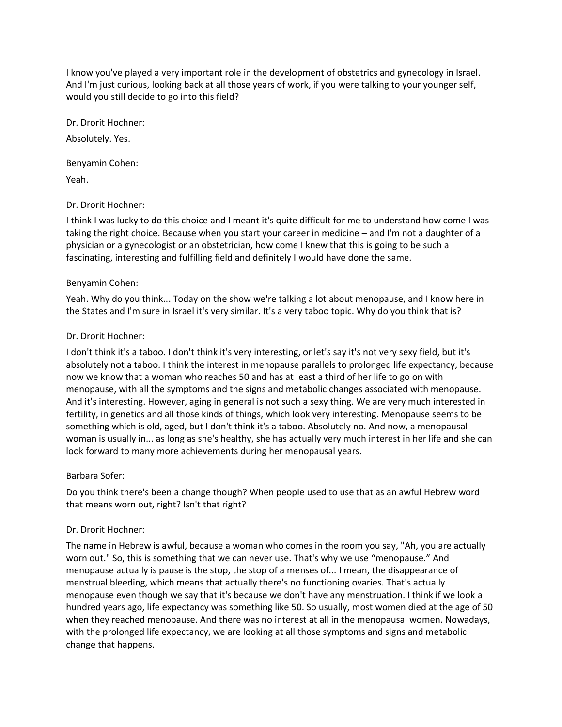I know you've played a very important role in the development of obstetrics and gynecology in Israel. And I'm just curious, looking back at all those years of work, if you were talking to your younger self, would you still decide to go into this field?

Dr. Drorit Hochner:

Absolutely. Yes.

Benyamin Cohen:

Yeah.

Dr. Drorit Hochner:

I think I was lucky to do this choice and I meant it's quite difficult for me to understand how come I was taking the right choice. Because when you start your career in medicine – and I'm not a daughter of a physician or a gynecologist or an obstetrician, how come I knew that this is going to be such a fascinating, interesting and fulfilling field and definitely I would have done the same.

Benyamin Cohen:

Yeah. Why do you think... Today on the show we're talking a lot about menopause, and I know here in the States and I'm sure in Israel it's very similar. It's a very taboo topic. Why do you think that is?

Dr. Drorit Hochner:

I don't think it's a taboo. I don't think it's very interesting, or let's say it's not very sexy field, but it's absolutely not a taboo. I think the interest in menopause parallels to prolonged life expectancy, because now we know that a woman who reaches 50 and has at least a third of her life to go on with menopause, with all the symptoms and the signs and metabolic changes associated with menopause. And it's interesting. However, aging in general is not such a sexy thing. We are very much interested in fertility, in genetics and all those kinds of things, which look very interesting. Menopause seems to be something which is old, aged, but I don't think it's a taboo. Absolutely no. And now, a menopausal woman is usually in... as long as she's healthy, she has actually very much interest in her life and she can look forward to many more achievements during her menopausal years.

Barbara Sofer:

Do you think there's been a change though? When people used to use that as an awful Hebrew word that means worn out, right? Isn't that right?

Dr. Drorit Hochner:

The name in Hebrew is awful, because a woman who comes in the room you say, "Ah, you are actually worn out." So, this is something that we can never use. That's why we use "menopause." And menopause actually is pause is the stop, the stop of a menses of... I mean, the disappearance of menstrual bleeding, which means that actually there's no functioning ovaries. That's actually menopause even though we say that it's because we don't have any menstruation. I think if we look a hundred years ago, life expectancy was something like 50. So usually, most women died at the age of 50 when they reached menopause. And there was no interest at all in the menopausal women. Nowadays, with the prolonged life expectancy, we are looking at all those symptoms and signs and metabolic change that happens.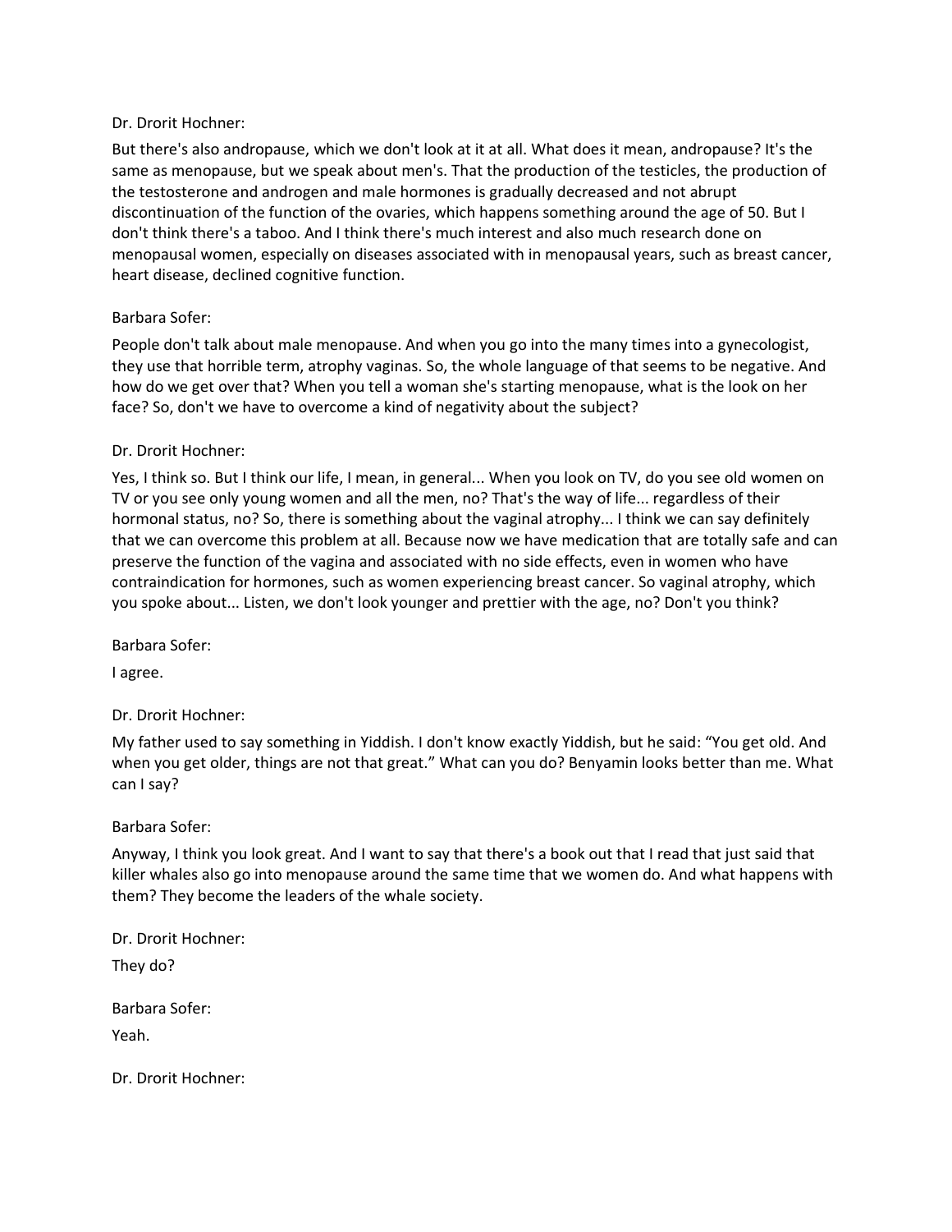Dr. Drorit Hochner:

But there's also andropause, which we don't look at it at all. What does it mean, andropause? It's the same as menopause, but we speak about men's. That the production of the testicles, the production of the testosterone and androgen and male hormones is gradually decreased and not abrupt discontinuation of the function of the ovaries, which happens something around the age of 50. But I don't think there's a taboo. And I think there's much interest and also much research done on menopausal women, especially on diseases associated with in menopausal years, such as breast cancer, heart disease, declined cognitive function.

Barbara Sofer:

People don't talk about male menopause. And when you go into the many times into a gynecologist, they use that horrible term, atrophy vaginas. So, the whole language of that seems to be negative. And how do we get over that? When you tell a woman she's starting menopause, what is the look on her face? So, don't we have to overcome a kind of negativity about the subject?

Dr. Drorit Hochner:

Yes, I think so. But I think our life, I mean, in general... When you look on TV, do you see old women on TV or you see only young women and all the men, no? That's the way of life... regardless of their hormonal status, no? So, there is something about the vaginal atrophy... I think we can say definitely that we can overcome this problem at all. Because now we have medication that are totally safe and can preserve the function of the vagina and associated with no side effects, even in women who have contraindication for hormones, such as women experiencing breast cancer. So vaginal atrophy, which you spoke about... Listen, we don't look younger and prettier with the age, no? Don't you think?

Barbara Sofer:

I agree.

Dr. Drorit Hochner:

My father used to say something in Yiddish. I don't know exactly Yiddish, but he said: "You get old. And when you get older, things are not that great." What can you do? Benyamin looks better than me. What can I say?

Barbara Sofer:

Anyway, I think you look great. And I want to say that there's a book out that I read that just said that killer whales also go into menopause around the same time that we women do. And what happens with them? They become the leaders of the whale society.

Dr. Drorit Hochner:

They do?

Barbara Sofer:

Yeah.

Dr. Drorit Hochner: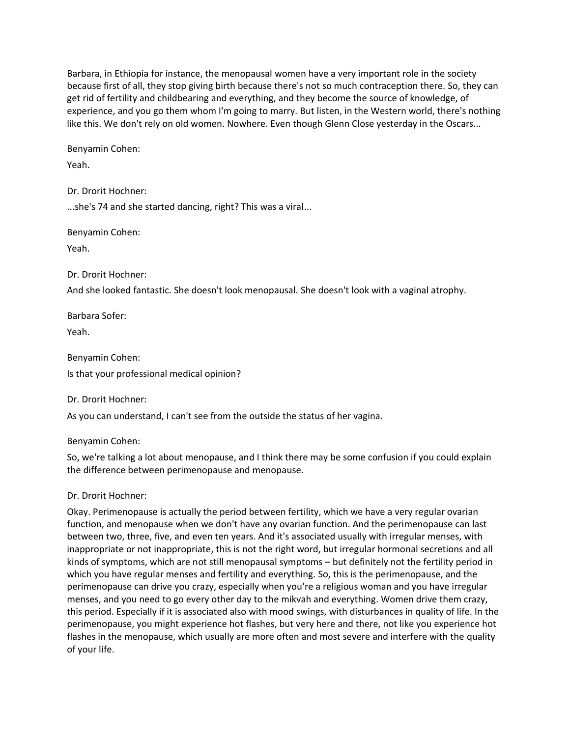Barbara, in Ethiopia for instance, the menopausal women have a very important role in the society because first of all, they stop giving birth because there's not so much contraception there. So, they can get rid of fertility and childbearing and everything, and they become the source of knowledge, of experience, and you go them whom I'm going to marry. But listen, in the Western world, there's nothing like this. We don't rely on old women. Nowhere. Even though Glenn Close yesterday in the Oscars...

Benyamin Cohen:

Yeah.

Dr. Drorit Hochner:

...she's 74 and she started dancing, right? This was a viral...

Benyamin Cohen:

Yeah.

Dr. Drorit Hochner:

And she looked fantastic. She doesn't look menopausal. She doesn't look with a vaginal atrophy.

Barbara Sofer:

Yeah.

Benyamin Cohen:

Is that your professional medical opinion?

Dr. Drorit Hochner:

As you can understand, I can't see from the outside the status of her vagina.

Benyamin Cohen:

So, we're talking a lot about menopause, and I think there may be some confusion if you could explain the difference between perimenopause and menopause.

Dr. Drorit Hochner:

Okay. Perimenopause is actually the period between fertility, which we have a very regular ovarian function, and menopause when we don't have any ovarian function. And the perimenopause can last between two, three, five, and even ten years. And it's associated usually with irregular menses, with inappropriate or not inappropriate, this is not the right word, but irregular hormonal secretions and all kinds of symptoms, which are not still menopausal symptoms – but definitely not the fertility period in which you have regular menses and fertility and everything. So, this is the perimenopause, and the perimenopause can drive you crazy, especially when you're a religious woman and you have irregular menses, and you need to go every other day to the mikvah and everything. Women drive them crazy, this period. Especially if it is associated also with mood swings, with disturbances in quality of life. In the perimenopause, you might experience hot flashes, but very here and there, not like you experience hot flashes in the menopause, which usually are more often and most severe and interfere with the quality of your life.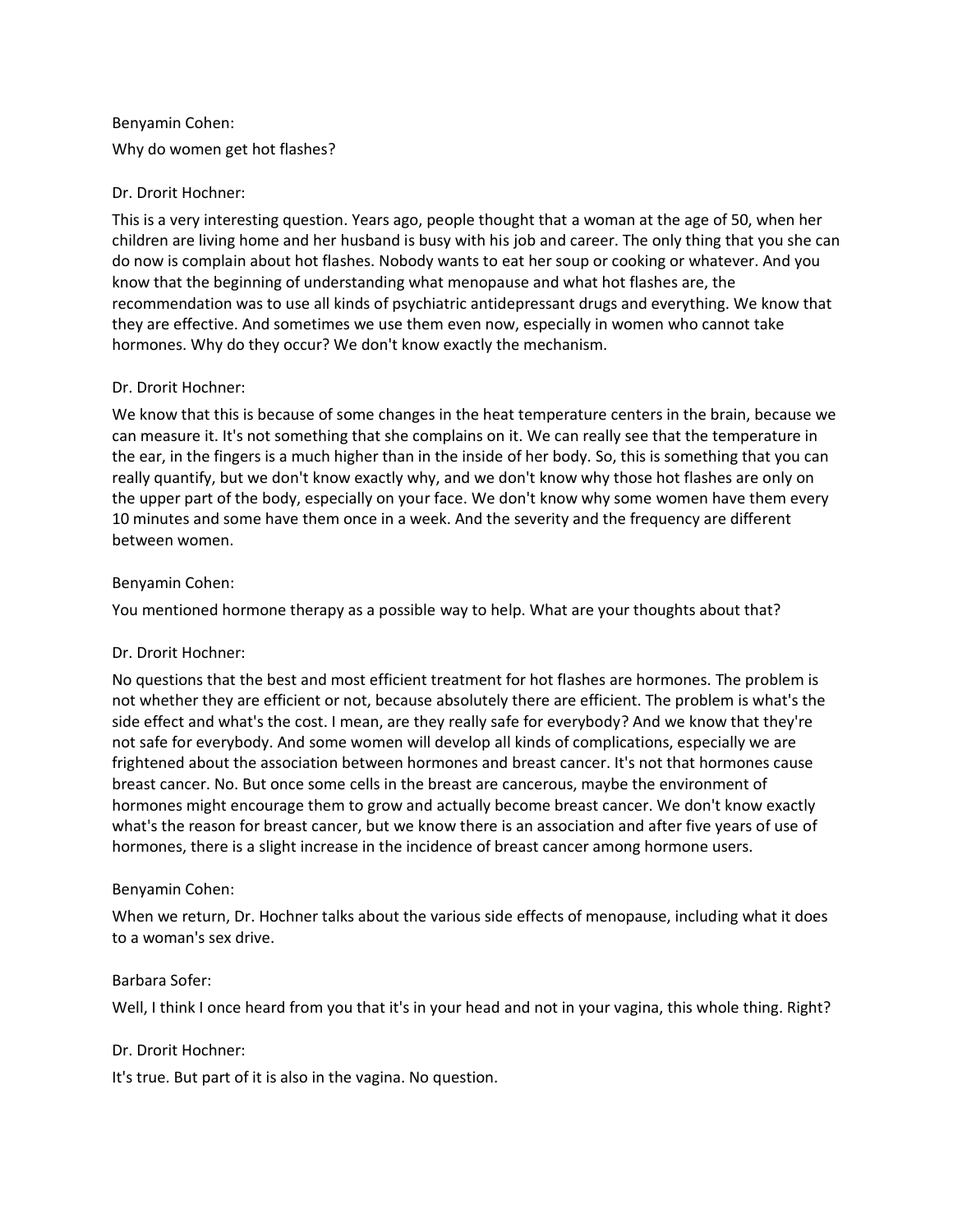Benyamin Cohen:

Why do women get hot flashes?

Dr. Drorit Hochner:

This is a very interesting question. Years ago, people thought that a woman at the age of 50, when her children are living home and her husband is busy with his job and career. The only thing that you she can do now is complain about hot flashes. Nobody wants to eat her soup or cooking or whatever. And you know that the beginning of understanding what menopause and what hot flashes are, the recommendation was to use all kinds of psychiatric antidepressant drugs and everything. We know that they are effective. And sometimes we use them even now, especially in women who cannot take hormones. Why do they occur? We don't know exactly the mechanism.

Dr. Drorit Hochner:

We know that this is because of some changes in the heat temperature centers in the brain, because we can measure it. It's not something that she complains on it. We can really see that the temperature in the ear, in the fingers is a much higher than in the inside of her body. So, this is something that you can really quantify, but we don't know exactly why, and we don't know why those hot flashes are only on the upper part of the body, especially on your face. We don't know why some women have them every 10 minutes and some have them once in a week. And the severity and the frequency are different between women.

Benyamin Cohen:

You mentioned hormone therapy as a possible way to help. What are your thoughts about that?

Dr. Drorit Hochner:

No questions that the best and most efficient treatment for hot flashes are hormones. The problem is not whether they are efficient or not, because absolutely there are efficient. The problem is what's the side effect and what's the cost. I mean, are they really safe for everybody? And we know that they're not safe for everybody. And some women will develop all kinds of complications, especially we are frightened about the association between hormones and breast cancer. It's not that hormones cause breast cancer. No. But once some cells in the breast are cancerous, maybe the environment of hormones might encourage them to grow and actually become breast cancer. We don't know exactly what's the reason for breast cancer, but we know there is an association and after five years of use of hormones, there is a slight increase in the incidence of breast cancer among hormone users.

Benyamin Cohen:

When we return, Dr. Hochner talks about the various side effects of menopause, including what it does to a woman's sex drive.

Barbara Sofer:

Well, I think I once heard from you that it's in your head and not in your vagina, this whole thing. Right?

Dr. Drorit Hochner:

It's true. But part of it is also in the vagina. No question.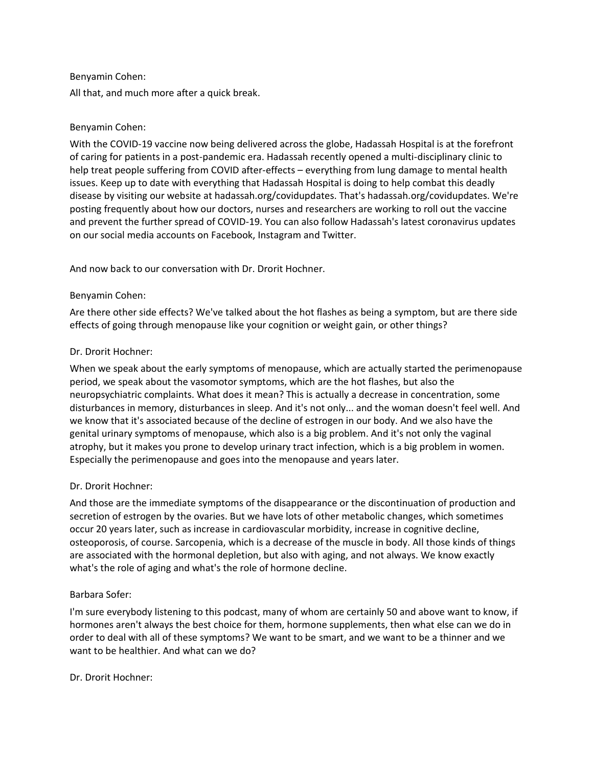Benyamin Cohen:

All that, and much more after a quick break.

Benyamin Cohen:

With the COVID-19 vaccine now being delivered across the globe, Hadassah Hospital is at the forefront of caring for patients in a post-pandemic era. Hadassah recently opened a multi-disciplinary clinic to help treat people suffering from COVID after-effects – everything from lung damage to mental health issues. Keep up to date with everything that Hadassah Hospital is doing to help combat this deadly disease by visiting our website at hadassah.org/covidupdates. That's hadassah.org/covidupdates. We're posting frequently about how our doctors, nurses and researchers are working to roll out the vaccine and prevent the further spread of COVID-19. You can also follow Hadassah's latest coronavirus updates on our social media accounts on Facebook, Instagram and Twitter.

And now back to our conversation with Dr. Drorit Hochner.

Benyamin Cohen:

Are there other side effects? We've talked about the hot flashes as being a symptom, but are there side effects of going through menopause like your cognition or weight gain, or other things?

Dr. Drorit Hochner:

When we speak about the early symptoms of menopause, which are actually started the perimenopause period, we speak about the vasomotor symptoms, which are the hot flashes, but also the neuropsychiatric complaints. What does it mean? This is actually a decrease in concentration, some disturbances in memory, disturbances in sleep. And it's not only... and the woman doesn't feel well. And we know that it's associated because of the decline of estrogen in our body. And we also have the genital urinary symptoms of menopause, which also is a big problem. And it's not only the vaginal atrophy, but it makes you prone to develop urinary tract infection, which is a big problem in women. Especially the perimenopause and goes into the menopause and years later.

Dr. Drorit Hochner:

And those are the immediate symptoms of the disappearance or the discontinuation of production and secretion of estrogen by the ovaries. But we have lots of other metabolic changes, which sometimes occur 20 years later, such as increase in cardiovascular morbidity, increase in cognitive decline, osteoporosis, of course. Sarcopenia, which is a decrease of the muscle in body. All those kinds of things are associated with the hormonal depletion, but also with aging, and not always. We know exactly what's the role of aging and what's the role of hormone decline.

Barbara Sofer:

I'm sure everybody listening to this podcast, many of whom are certainly 50 and above want to know, if hormones aren't always the best choice for them, hormone supplements, then what else can we do in order to deal with all of these symptoms? We want to be smart, and we want to be a thinner and we want to be healthier. And what can we do?

Dr. Drorit Hochner: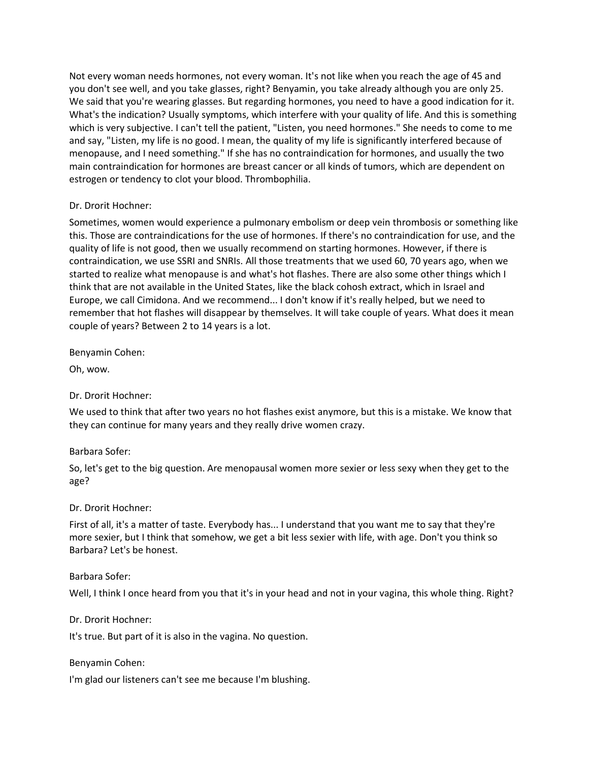Not every woman needs hormones, not every woman. It's not like when you reach the age of 45 and you don't see well, and you take glasses, right? Benyamin, you take already although you are only 25. We said that you're wearing glasses. But regarding hormones, you need to have a good indication for it. What's the indication? Usually symptoms, which interfere with your quality of life. And this is something which is very subjective. I can't tell the patient, "Listen, you need hormones." She needs to come to me and say, "Listen, my life is no good. I mean, the quality of my life is significantly interfered because of menopause, and I need something." If she has no contraindication for hormones, and usually the two main contraindication for hormones are breast cancer or all kinds of tumors, which are dependent on estrogen or tendency to clot your blood. Thrombophilia.

Dr. Drorit Hochner:

Sometimes, women would experience a pulmonary embolism or deep vein thrombosis or something like this. Those are contraindications for the use of hormones. If there's no contraindication for use, and the quality of life is not good, then we usually recommend on starting hormones. However, if there is contraindication, we use SSRI and SNRIs. All those treatments that we used 60, 70 years ago, when we started to realize what menopause is and what's hot flashes. There are also some other things which I think that are not available in the United States, like the black cohosh extract, which in Israel and Europe, we call Cimidona. And we recommend... I don't know if it's really helped, but we need to remember that hot flashes will disappear by themselves. It will take couple of years. What does it mean couple of years? Between 2 to 14 years is a lot.

Benyamin Cohen:

Oh, wow.

Dr. Drorit Hochner:

We used to think that after two years no hot flashes exist anymore, but this is a mistake. We know that they can continue for many years and they really drive women crazy.

Barbara Sofer:

So, let's get to the big question. Are menopausal women more sexier or less sexy when they get to the age?

Dr. Drorit Hochner:

First of all, it's a matter of taste. Everybody has... I understand that you want me to say that they're more sexier, but I think that somehow, we get a bit less sexier with life, with age. Don't you think so Barbara? Let's be honest.

Barbara Sofer:

Well, I think I once heard from you that it's in your head and not in your vagina, this whole thing. Right?

Dr. Drorit Hochner:

It's true. But part of it is also in the vagina. No question.

Benyamin Cohen:

I'm glad our listeners can't see me because I'm blushing.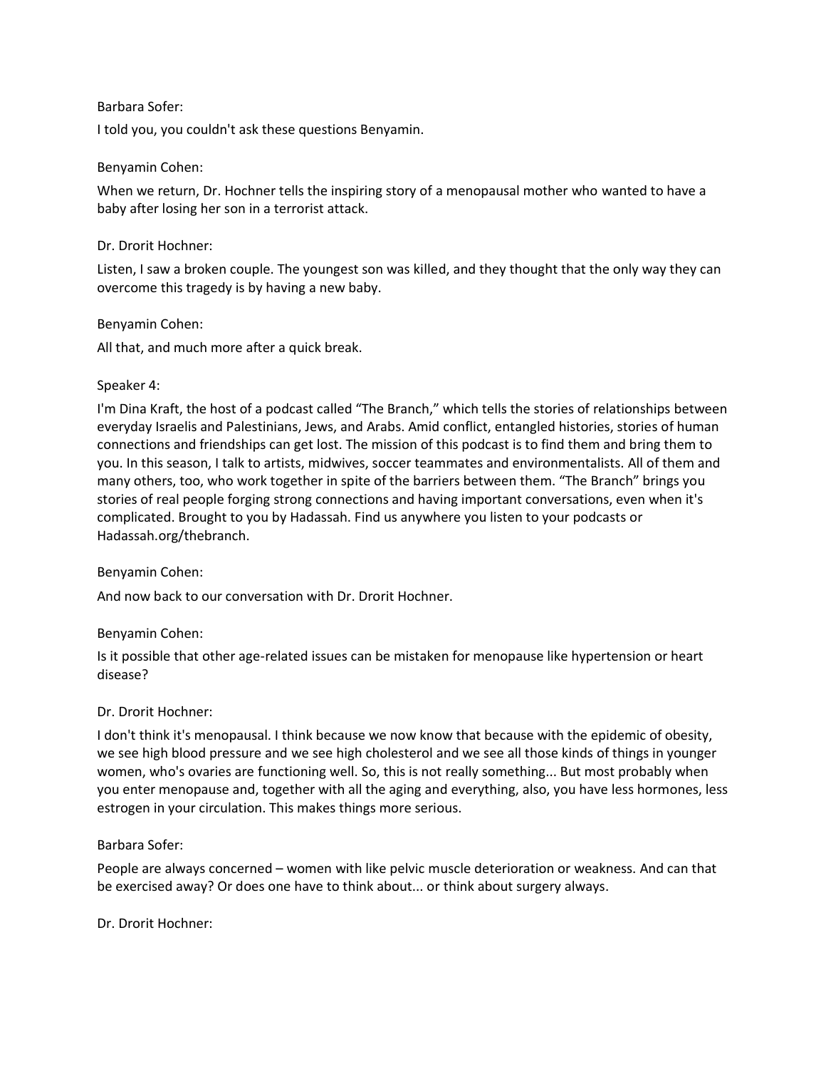Barbara Sofer:

I told you, you couldn't ask these questions Benyamin.

Benyamin Cohen:

When we return, Dr. Hochner tells the inspiring story of a menopausal mother who wanted to have a baby after losing her son in a terrorist attack.

Dr. Drorit Hochner:

Listen, I saw a broken couple. The youngest son was killed, and they thought that the only way they can overcome this tragedy is by having a new baby.

Benyamin Cohen:

All that, and much more after a quick break.

Speaker 4:

I'm Dina Kraft, the host of a podcast called "The Branch," which tells the stories of relationships between everyday Israelis and Palestinians, Jews, and Arabs. Amid conflict, entangled histories, stories of human connections and friendships can get lost. The mission of this podcast is to find them and bring them to you. In this season, I talk to artists, midwives, soccer teammates and environmentalists. All of them and many others, too, who work together in spite of the barriers between them. "The Branch" brings you stories of real people forging strong connections and having important conversations, even when it's complicated. Brought to you by Hadassah. Find us anywhere you listen to your podcasts or Hadassah.org/thebranch.

Benyamin Cohen:

And now back to our conversation with Dr. Drorit Hochner.

Benyamin Cohen:

Is it possible that other age-related issues can be mistaken for menopause like hypertension or heart disease?

Dr. Drorit Hochner:

I don't think it's menopausal. I think because we now know that because with the epidemic of obesity, we see high blood pressure and we see high cholesterol and we see all those kinds of things in younger women, who's ovaries are functioning well. So, this is not really something... But most probably when you enter menopause and, together with all the aging and everything, also, you have less hormones, less estrogen in your circulation. This makes things more serious.

Barbara Sofer:

People are always concerned – women with like pelvic muscle deterioration or weakness. And can that be exercised away? Or does one have to think about... or think about surgery always.

Dr. Drorit Hochner: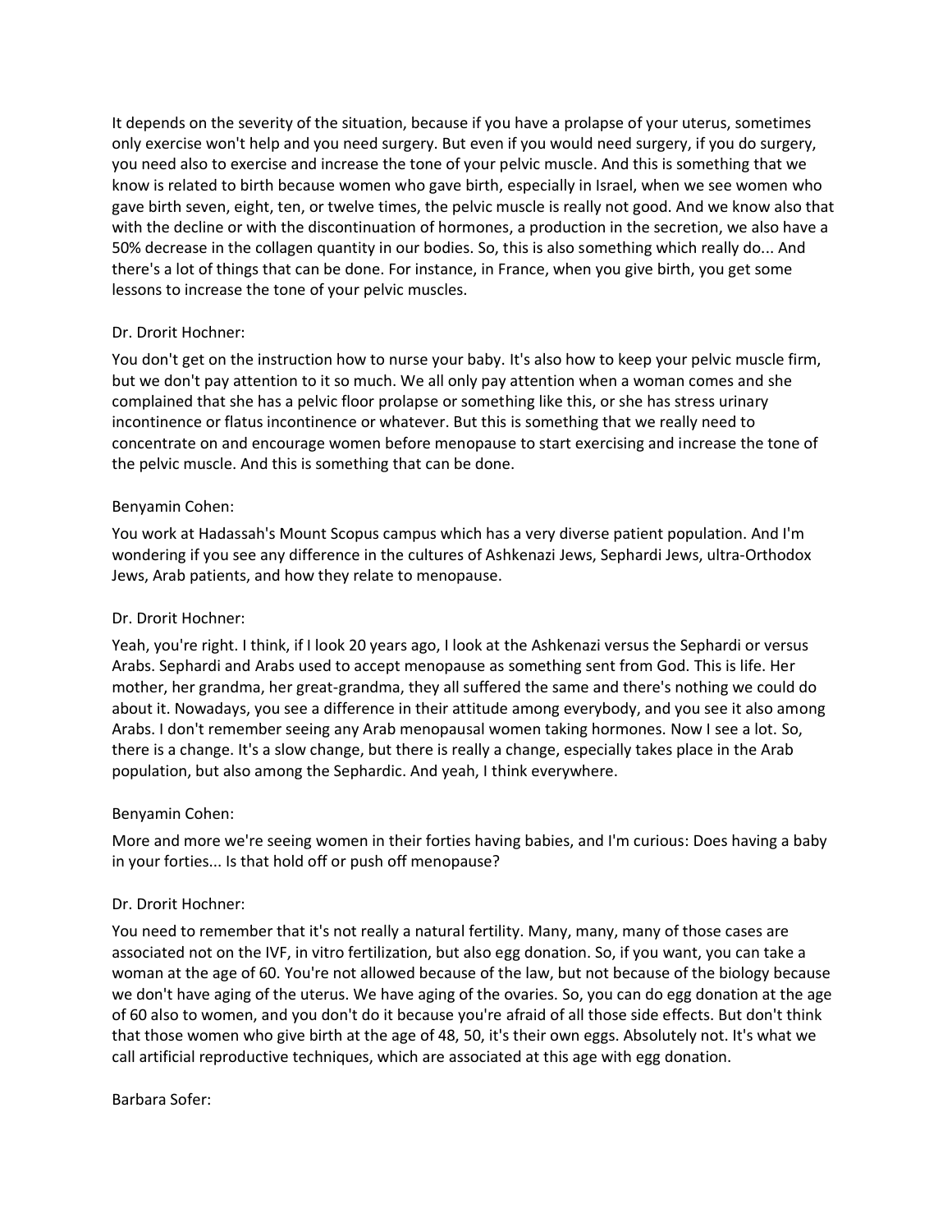It depends on the severity of the situation, because if you have a prolapse of your uterus, sometimes only exercise won't help and you need surgery. But even if you would need surgery, if you do surgery, you need also to exercise and increase the tone of your pelvic muscle. And this is something that we know is related to birth because women who gave birth, especially in Israel, when we see women who gave birth seven, eight, ten, or twelve times, the pelvic muscle is really not good. And we know also that with the decline or with the discontinuation of hormones, a production in the secretion, we also have a 50% decrease in the collagen quantity in our bodies. So, this is also something which really do... And there's a lot of things that can be done. For instance, in France, when you give birth, you get some lessons to increase the tone of your pelvic muscles.

Dr. Drorit Hochner:

You don't get on the instruction how to nurse your baby. It's also how to keep your pelvic muscle firm, but we don't pay attention to it so much. We all only pay attention when a woman comes and she complained that she has a pelvic floor prolapse or something like this, or she has stress urinary incontinence or flatus incontinence or whatever. But this is something that we really need to concentrate on and encourage women before menopause to start exercising and increase the tone of the pelvic muscle. And this is something that can be done.

Benyamin Cohen:

You work at Hadassah's Mount Scopus campus which has a very diverse patient population. And I'm wondering if you see any difference in the cultures of Ashkenazi Jews, Sephardi Jews, ultra-Orthodox Jews, Arab patients, and how they relate to menopause.

Dr. Drorit Hochner:

Yeah, you're right. I think, if I look 20 years ago, I look at the Ashkenazi versus the Sephardi or versus Arabs. Sephardi and Arabs used to accept menopause as something sent from God. This is life. Her mother, her grandma, her great-grandma, they all suffered the same and there's nothing we could do about it. Nowadays, you see a difference in their attitude among everybody, and you see it also among Arabs. I don't remember seeing any Arab menopausal women taking hormones. Now I see a lot. So, there is a change. It's a slow change, but there is really a change, especially takes place in the Arab population, but also among the Sephardic. And yeah, I think everywhere.

Benyamin Cohen:

More and more we're seeing women in their forties having babies, and I'm curious: Does having a baby in your forties... Is that hold off or push off menopause?

Dr. Drorit Hochner:

You need to remember that it's not really a natural fertility. Many, many, many of those cases are associated not on the IVF, in vitro fertilization, but also egg donation. So, if you want, you can take a woman at the age of 60. You're not allowed because of the law, but not because of the biology because we don't have aging of the uterus. We have aging of the ovaries. So, you can do egg donation at the age of 60 also to women, and you don't do it because you're afraid of all those side effects. But don't think that those women who give birth at the age of 48, 50, it's their own eggs. Absolutely not. It's what we call artificial reproductive techniques, which are associated at this age with egg donation.

Barbara Sofer: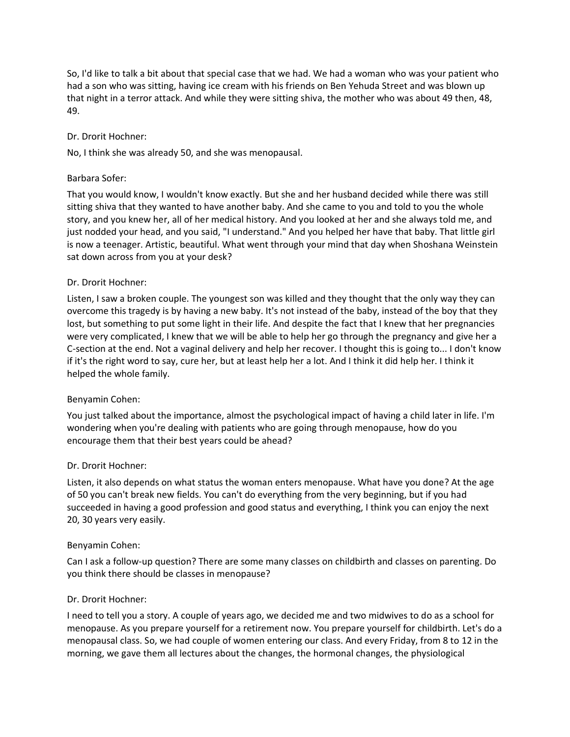So, I'd like to talk a bit about that special case that we had. We had a woman who was your patient who had a son who was sitting, having ice cream with his friends on Ben Yehuda Street and was blown up that night in a terror attack. And while they were sitting shiva, the mother who was about 49 then, 48, 49.

Dr. Drorit Hochner:

No, I think she was already 50, and she was menopausal.

Barbara Sofer:

That you would know, I wouldn't know exactly. But she and her husband decided while there was still sitting shiva that they wanted to have another baby. And she came to you and told to you the whole story, and you knew her, all of her medical history. And you looked at her and she always told me, and just nodded your head, and you said, "I understand." And you helped her have that baby. That little girl is now a teenager. Artistic, beautiful. What went through your mind that day when Shoshana Weinstein sat down across from you at your desk?

Dr. Drorit Hochner:

Listen, I saw a broken couple. The youngest son was killed and they thought that the only way they can overcome this tragedy is by having a new baby. It's not instead of the baby, instead of the boy that they lost, but something to put some light in their life. And despite the fact that I knew that her pregnancies were very complicated, I knew that we will be able to help her go through the pregnancy and give her a C-section at the end. Not a vaginal delivery and help her recover. I thought this is going to... I don't know if it's the right word to say, cure her, but at least help her a lot. And I think it did help her. I think it helped the whole family.

Benyamin Cohen:

You just talked about the importance, almost the psychological impact of having a child later in life. I'm wondering when you're dealing with patients who are going through menopause, how do you encourage them that their best years could be ahead?

Dr. Drorit Hochner:

Listen, it also depends on what status the woman enters menopause. What have you done? At the age of 50 you can't break new fields. You can't do everything from the very beginning, but if you had succeeded in having a good profession and good status and everything, I think you can enjoy the next 20, 30 years very easily.

Benyamin Cohen:

Can I ask a follow-up question? There are some many classes on childbirth and classes on parenting. Do you think there should be classes in menopause?

Dr. Drorit Hochner:

I need to tell you a story. A couple of years ago, we decided me and two midwives to do as a school for menopause. As you prepare yourself for a retirement now. You prepare yourself for childbirth. Let's do a menopausal class. So, we had couple of women entering our class. And every Friday, from 8 to 12 in the morning, we gave them all lectures about the changes, the hormonal changes, the physiological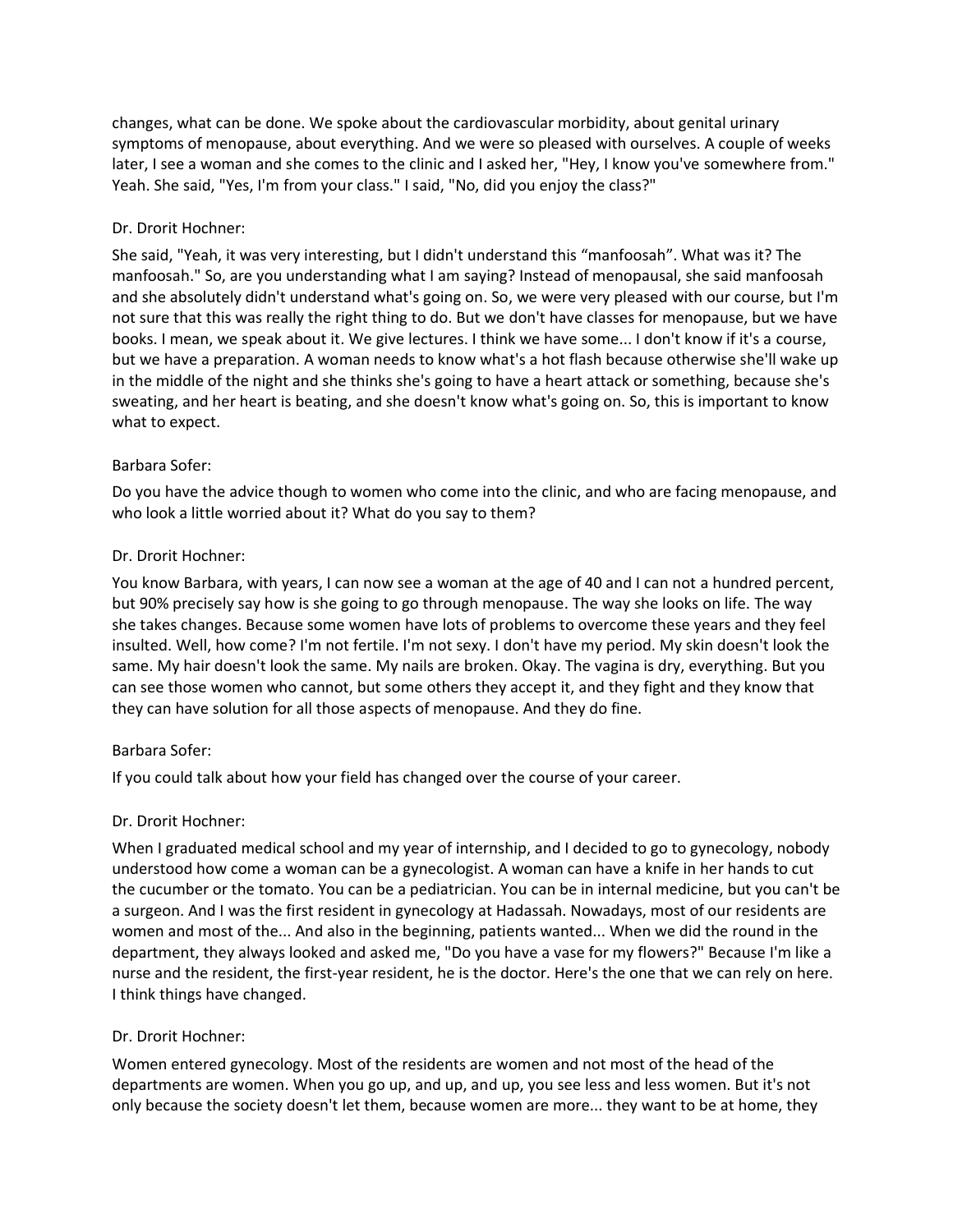changes, what can be done. We spoke about the cardiovascular morbidity, about genital urinary symptoms of menopause, about everything. And we were so pleased with ourselves. A couple of weeks later, I see a woman and she comes to the clinic and I asked her, "Hey, I know you've somewhere from." Yeah. She said, "Yes, I'm from your class." I said, "No, did you enjoy the class?"

Dr. Drorit Hochner:

She said, "Yeah, it was very interesting, but I didn't understand this “manfoosah”. What was it? The manfoosah." So, are you understanding what I am saying? Instead of menopausal, she said manfoosah and she absolutely didn't understand what's going on. So, we were very pleased with our course, but I'm not sure that this was really the right thing to do. But we don't have classes for menopause, but we have books. I mean, we speak about it. We give lectures. I think we have some... I don't know if it's a course, but we have a preparation. A woman needs to know what's a hot flash because otherwise she'll wake up in the middle of the night and she thinks she's going to have a heart attack or something, because she's sweating, and her heart is beating, and she doesn't know what's going on. So, this is important to know what to expect.

Barbara Sofer:

Do you have the advice though to women who come into the clinic, and who are facing menopause, and who look a little worried about it? What do you say to them?

Dr. Drorit Hochner:

You know Barbara, with years, I can now see a woman at the age of 40 and I can not a hundred percent, but 90% precisely say how is she going to go through menopause. The way she looks on life. The way she takes changes. Because some women have lots of problems to overcome these years and they feel insulted. Well, how come? I'm not fertile. I'm not sexy. I don't have my period. My skin doesn't look the same. My hair doesn't look the same. My nails are broken. Okay. The vagina is dry, everything. But you can see those women who cannot, but some others they accept it, and they fight and they know that they can have solution for all those aspects of menopause. And they do fine.

Barbara Sofer:

If you could talk about how your field has changed over the course of your career.

Dr. Drorit Hochner:

When I graduated medical school and my year of internship, and I decided to go to gynecology, nobody understood how come a woman can be a gynecologist. A woman can have a knife in her hands to cut the cucumber or the tomato. You can be a pediatrician. You can be in internal medicine, but you can't be a surgeon. And I was the first resident in gynecology at Hadassah. Nowadays, most of our residents are women and most of the... And also in the beginning, patients wanted... When we did the round in the department, they always looked and asked me, "Do you have a vase for my flowers?" Because I'm like a nurse and the resident, the first-year resident, he is the doctor. Here's the one that we can rely on here. I think things have changed.

Dr. Drorit Hochner:

Women entered gynecology. Most of the residents are women and not most of the head of the departments are women. When you go up, and up, and up, you see less and less women. But it's not only because the society doesn't let them, because women are more... they want to be at home, they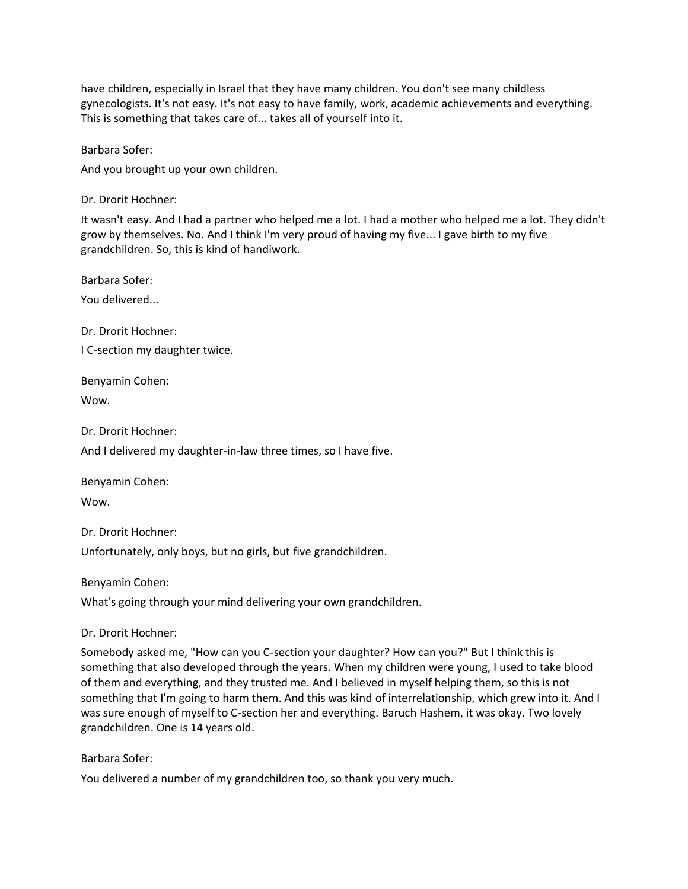have children, especially in Israel that they have many children. You don't see many childless gynecologists. It's not easy. It's not easy to have family, work, academic achievements and everything. This is something that takes care of... takes all of yourself into it.

Barbara Sofer:

And you brought up your own children.

Dr. Drorit Hochner:

It wasn't easy. And I had a partner who helped me a lot. I had a mother who helped me a lot. They didn't grow by themselves. No. And I think I'm very proud of having my five... I gave birth to my five grandchildren. So, this is kind of handiwork.

Barbara Sofer:

You delivered...

Dr. Drorit Hochner:

I C-section my daughter twice.

Benyamin Cohen:

Wow.

Dr. Drorit Hochner:

And I delivered my daughter-in-law three times, so I have five.

Benyamin Cohen:

Wow.

Dr. Drorit Hochner:

Unfortunately, only boys, but no girls, but five grandchildren.

Benyamin Cohen:

What's going through your mind delivering your own grandchildren.

Dr. Drorit Hochner:

Somebody asked me, "How can you C-section your daughter? How can you?" But I think this is something that also developed through the years. When my children were young, I used to take blood of them and everything, and they trusted me. And I believed in myself helping them, so this is not something that I'm going to harm them. And this was kind of interrelationship, which grew into it. And I was sure enough of myself to C-section her and everything. Baruch Hashem, it was okay. Two lovely grandchildren. One is 14 years old.

Barbara Sofer:

You delivered a number of my grandchildren too, so thank you very much.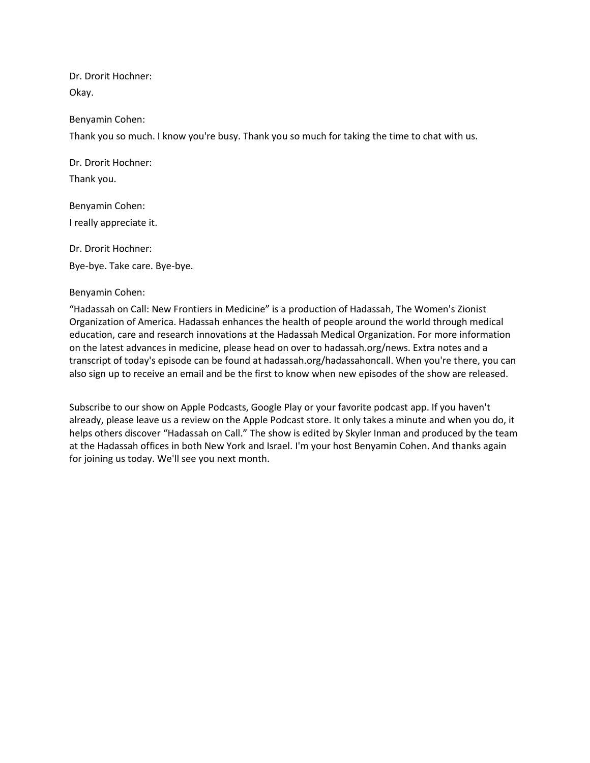Dr. Drorit Hochner:

Okay.

Benyamin Cohen:

Thank you so much. I know you're busy. Thank you so much for taking the time to chat with us.

Dr. Drorit Hochner:

Thank you.

Benyamin Cohen:

I really appreciate it.

Dr. Drorit Hochner:

Bye-bye. Take care. Bye-bye.

Benyamin Cohen:

"Hadassah on Call: New Frontiers in Medicine" is a production of Hadassah, The Women's Zionist Organization of America. Hadassah enhances the health of people around the world through medical education, care and research innovations at the Hadassah Medical Organization. For more information on the latest advances in medicine, please head on over to hadassah.org/news. Extra notes and a transcript of today's episode can be found at hadassah.org/hadassahoncall. When you're there, you can also sign up to receive an email and be the first to know when new episodes of the show are released.

Subscribe to our show on Apple Podcasts, Google Play or your favorite podcast app. If you haven't already, please leave us a review on the Apple Podcast store. It only takes a minute and when you do, it helps others discover "Hadassah on Call." The show is edited by Skyler Inman and produced by the team at the Hadassah offices in both New York and Israel. I'm your host Benyamin Cohen. And thanks again for joining us today. We'll see you next month.